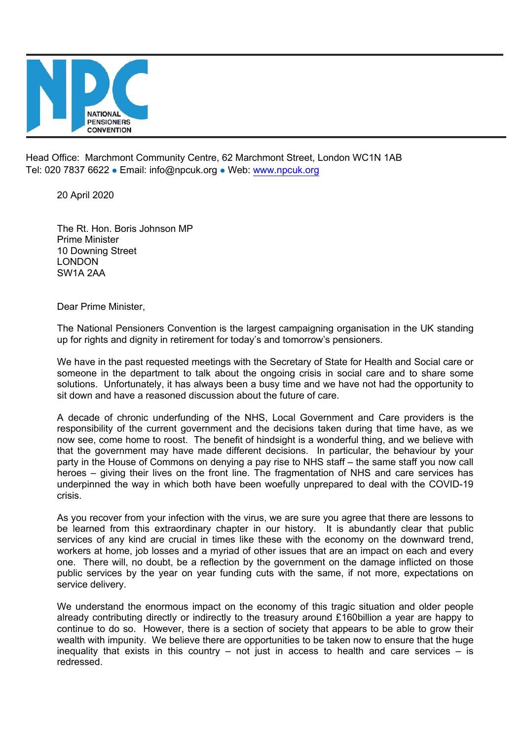**NATIONAL PENSIONERS CONVENTION**

Head Office: Marchmont Community Centre, 62 Marchmont Street, London WC1N 1AB
Tel: 020 7837 6622 ● Email: info@npcuk.org ● Web: [www.npcuk.org](http://www.npcuk.org)

20 April 2020

The Rt. Hon. Boris Johnson MP
Prime Minister
10 Downing Street
LONDON
SW1A 2AA

Dear Prime Minister,

The National Pensioners Convention is the largest campaigning organisation in the UK standing up for rights and dignity in retirement for today's and tomorrow's pensioners.

We have in the past requested meetings with the Secretary of State for Health and Social care or someone in the department to talk about the ongoing crisis in social care and to share some solutions. Unfortunately, it has always been a busy time and we have not had the opportunity to sit down and have a reasoned discussion about the future of care.

A decade of chronic underfunding of the NHS, Local Government and Care providers is the responsibility of the current government and the decisions taken during that time have, as we now see, come home to roost. The benefit of hindsight is a wonderful thing, and we believe with that the government may have made different decisions. In particular, the behaviour by your party in the House of Commons on denying a pay rise to NHS staff – the same staff you now call heroes – giving their lives on the front line. The fragmentation of NHS and care services has underpinned the way in which both have been woefully unprepared to deal with the COVID-19 crisis.

As you recover from your infection with the virus, we are sure you agree that there are lessons to be learned from this extraordinary chapter in our history. It is abundantly clear that public services of any kind are crucial in times like these with the economy on the downward trend, workers at home, job losses and a myriad of other issues that are an impact on each and every one. There will, no doubt, be a reflection by the government on the damage inflicted on those public services by the year on year funding cuts with the same, if not more, expectations on service delivery.

We understand the enormous impact on the economy of this tragic situation and older people already contributing directly or indirectly to the treasury around £160billion a year are happy to continue to do so. However, there is a section of society that appears to be able to grow their wealth with impunity. We believe there are opportunities to be taken now to ensure that the huge inequality that exists in this country – not just in access to health and care services – is redressed.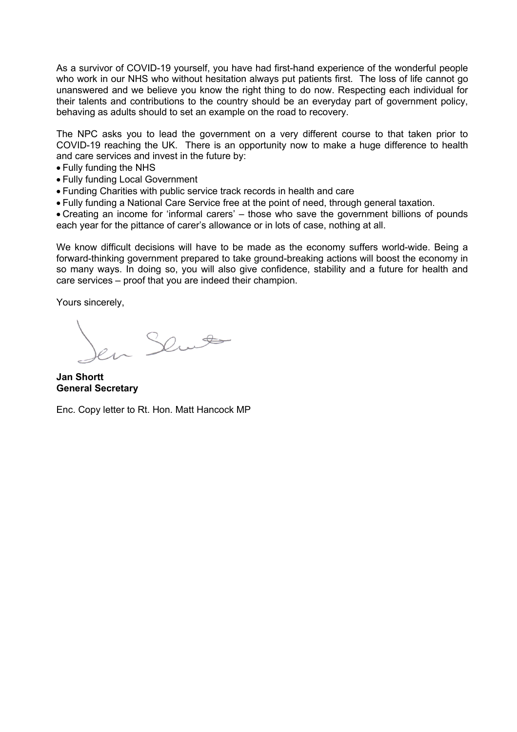As a survivor of COVID-19 yourself, you have had first-hand experience of the wonderful people who work in our NHS who without hesitation always put patients first. The loss of life cannot go unanswered and we believe you know the right thing to do now. Respecting each individual for their talents and contributions to the country should be an everyday part of government policy, behaving as adults should to set an example on the road to recovery.

The NPC asks you to lead the government on a very different course to that taken prior to COVID-19 reaching the UK. There is an opportunity now to make a huge difference to health and care services and invest in the future by:

- Fully funding the NHS
- Fully funding Local Government
- Funding Charities with public service track records in health and care
- Fully funding a National Care Service free at the point of need, through general taxation.
- Creating an income for 'informal carers' – those who save the government billions of pounds each year for the pittance of carer's allowance or in lots of case, nothing at all.

We know difficult decisions will have to be made as the economy suffers world-wide. Being a forward-thinking government prepared to take ground-breaking actions will boost the economy in so many ways. In doing so, you will also give confidence, stability and a future for health and care services – proof that you are indeed their champion.

Yours sincerely,

**Jan Shortt**
**General Secretary**

Enc. Copy letter to Rt. Hon. Matt Hancock MP